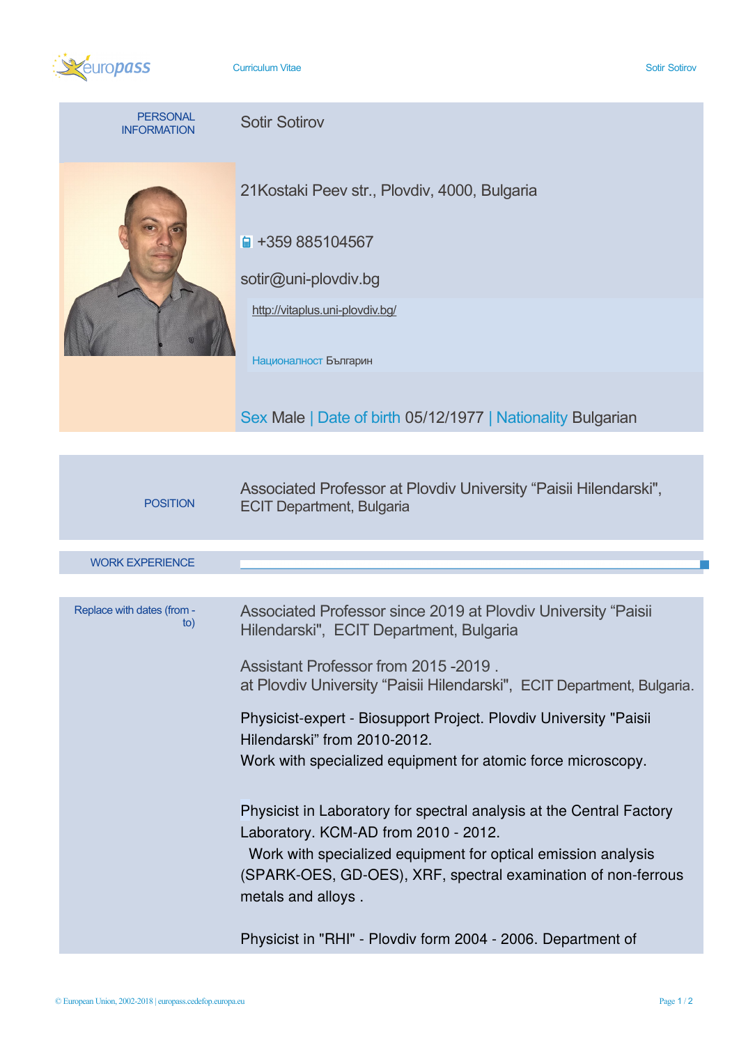# Curriculum Vitae

## PERSONAL INFORMATION

**Sotir Sotirov**

21Kostaki Peev str., Plovdiv, 4000, Bulgaria

+359 885104567

sotir@uni-plovdiv.bg

http://vitaplus.uni-plovdiv.bg/

Националност Българин

Sex Male | Date of birth 05/12/1977 | Nationality Bulgarian

## POSITION

Associated Professor at Plovdiv University “Paisii Hilendarski", ECIT Department, Bulgaria

## WORK EXPERIENCE

Replace with dates (from - to)

Associated Professor since 2019 at Plovdiv University “Paisii Hilendarski", ECIT Department, Bulgaria

Assistant Professor from 2015 -2019 .
at Plovdiv University “Paisii Hilendarski", ECIT Department, Bulgaria.

Physicist-expert - Biosupport Project. Plovdiv University "Paisii Hilendarski” from 2010-2012.
Work with specialized equipment for atomic force microscopy.

Physicist in Laboratory for spectral analysis at the Central Factory Laboratory. KCM-AD from 2010 - 2012.
Work with specialized equipment for optical emission analysis (SPARK-OES, GD-OES), XRF, spectral examination of non-ferrous metals and alloys .

Physicist in "RHI" - Plovdiv form 2004 - 2006. Department of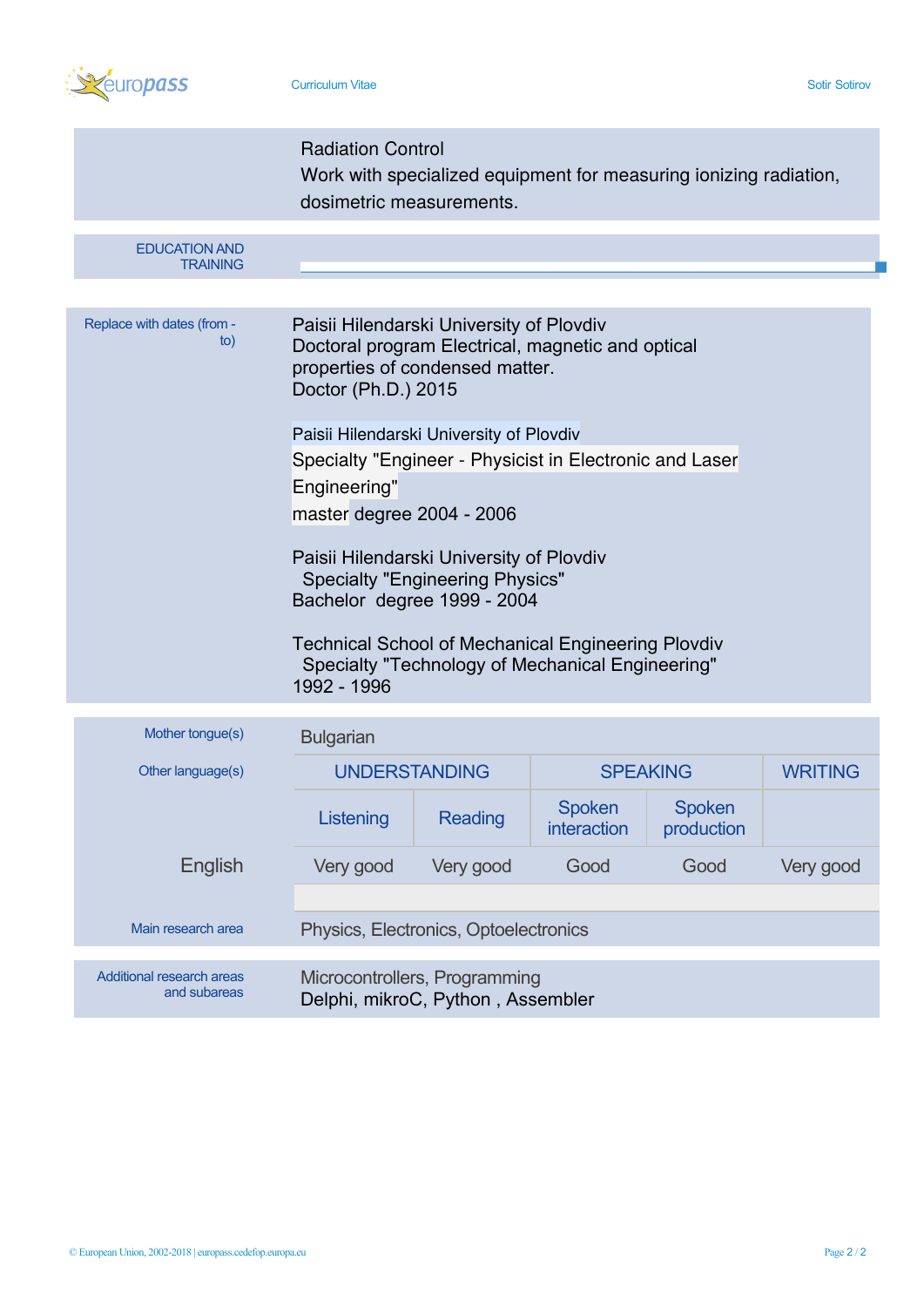Radiation Control
Work with specialized equipment for measuring ionizing radiation, dosimetric measurements.

## EDUCATION AND TRAINING

Replace with dates (from - to)

Paisii Hilendarski University of Plovdiv
Doctoral program Electrical, magnetic and optical properties of condensed matter.
Doctor (Ph.D.) 2015

Paisii Hilendarski University of Plovdiv
Specialty "Engineer - Physicist in Electronic and Laser Engineering"
master degree 2004 - 2006

Paisii Hilendarski University of Plovdiv
Specialty "Engineering Physics"
Bachelor degree 1999 - 2004

Technical School of Mechanical Engineering Plovdiv
Specialty "Technology of Mechanical Engineering"
1992 - 1996

Mother tongue(s): Bulgarian

Other language(s):

| | UNDERSTANDING | | SPEAKING | | WRITING |
|---|---|---|---|---|---|
| | Listening | Reading | Spoken interaction | Spoken production | |
| English | Very good | Very good | Good | Good | Very good |

Main research area: Physics, Electronics, Optoelectronics

Additional research areas and subareas: Microcontrollers, Programming
Delphi, mikroC, Python , Assembler